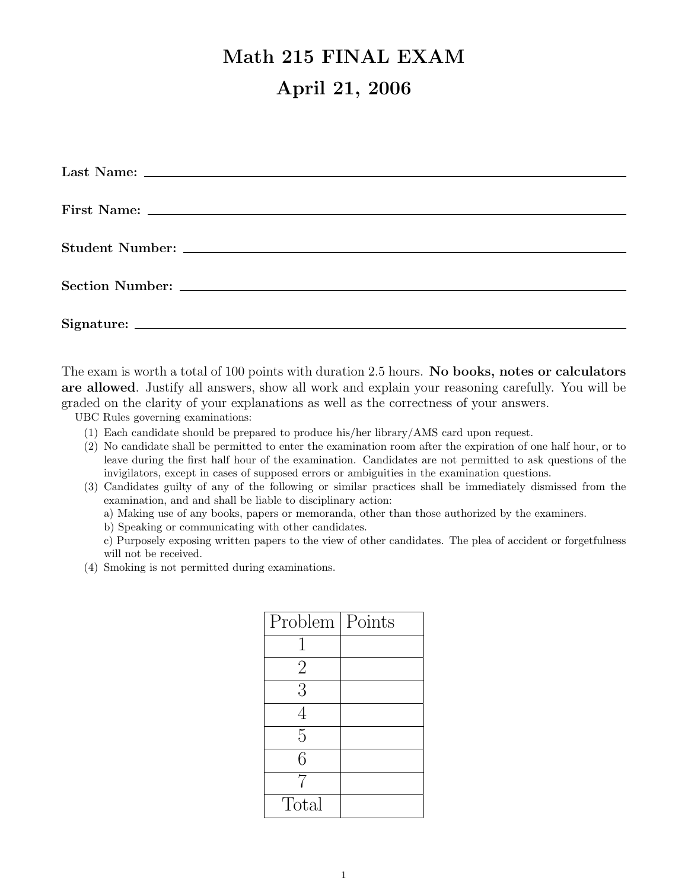# Math 215 FINAL EXAM

# April 21, 2006

**Last Name:** ______________________________

**First Name:** ______________________________

**Student Number:** ______________________________

**Section Number:** ______________________________

**Signature:** ______________________________

The exam is worth a total of 100 points with duration 2.5 hours. **No books, notes or calculators are allowed**. Justify all answers, show all work and explain your reasoning carefully. You will be graded on the clarity of your explanations as well as the correctness of your answers.

UBC Rules governing examinations:

(1) Each candidate should be prepared to produce his/her library/AMS card upon request.

(2) No candidate shall be permitted to enter the examination room after the expiration of one half hour, or to leave during the first half hour of the examination. Candidates are not permitted to ask questions of the invigilators, except in cases of supposed errors or ambiguities in the examination questions.

(3) Candidates guilty of any of the following or similar practices shall be immediately dismissed from the examination, and and shall be liable to disciplinary action:
   a) Making use of any books, papers or memoranda, other than those authorized by the examiners.
   b) Speaking or communicating with other candidates.
   c) Purposely exposing written papers to the view of other candidates. The plea of accident or forgetfulness will not be received.

(4) Smoking is not permitted during examinations.

| Problem | Points |
|---|---|
| 1 | |
| 2 | |
| 3 | |
| 4 | |
| 5 | |
| 6 | |
| 7 | |
| Total | |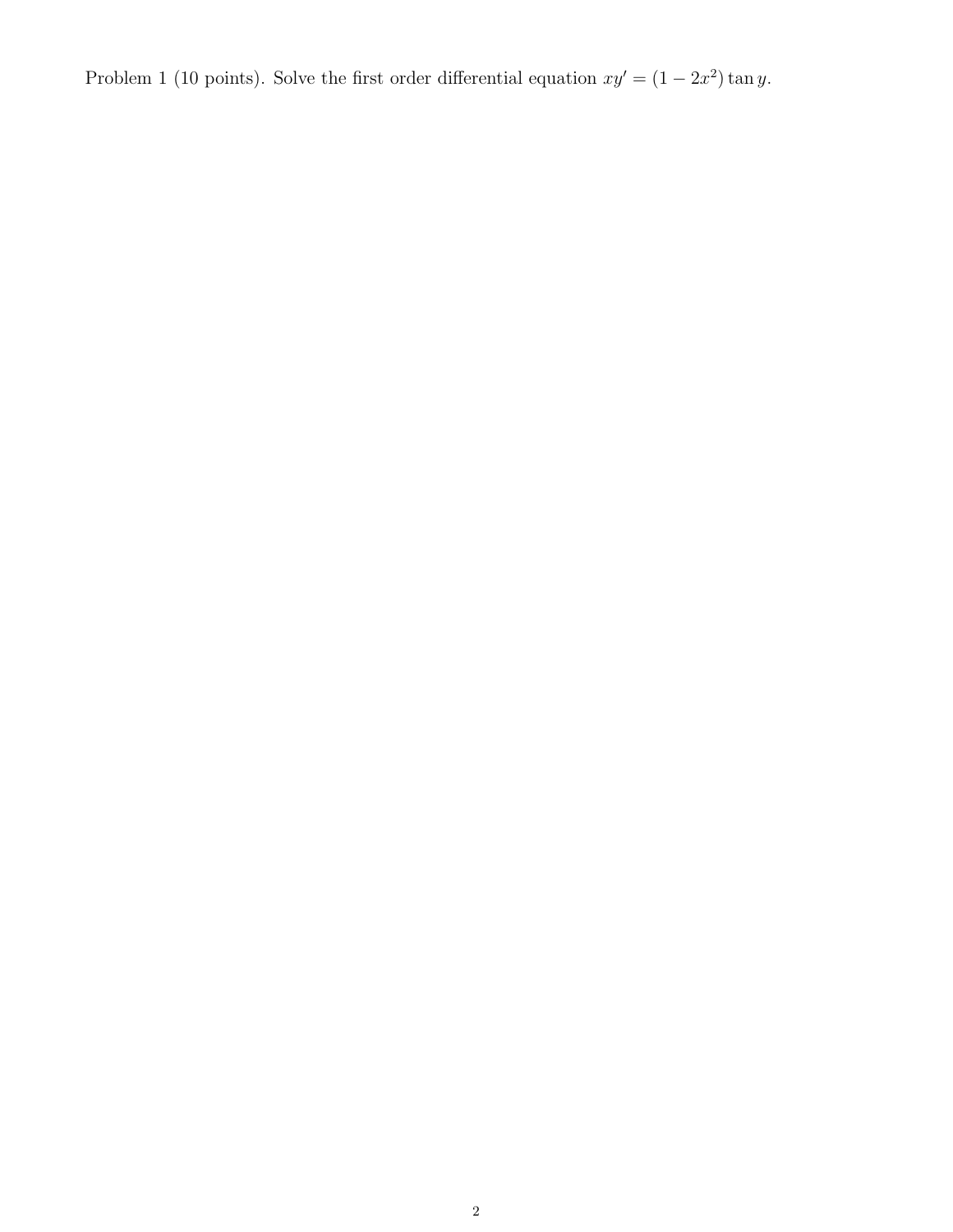Problem 1 (10 points). Solve the first order differential equation $xy' = (1 - 2x^2)\tan y$.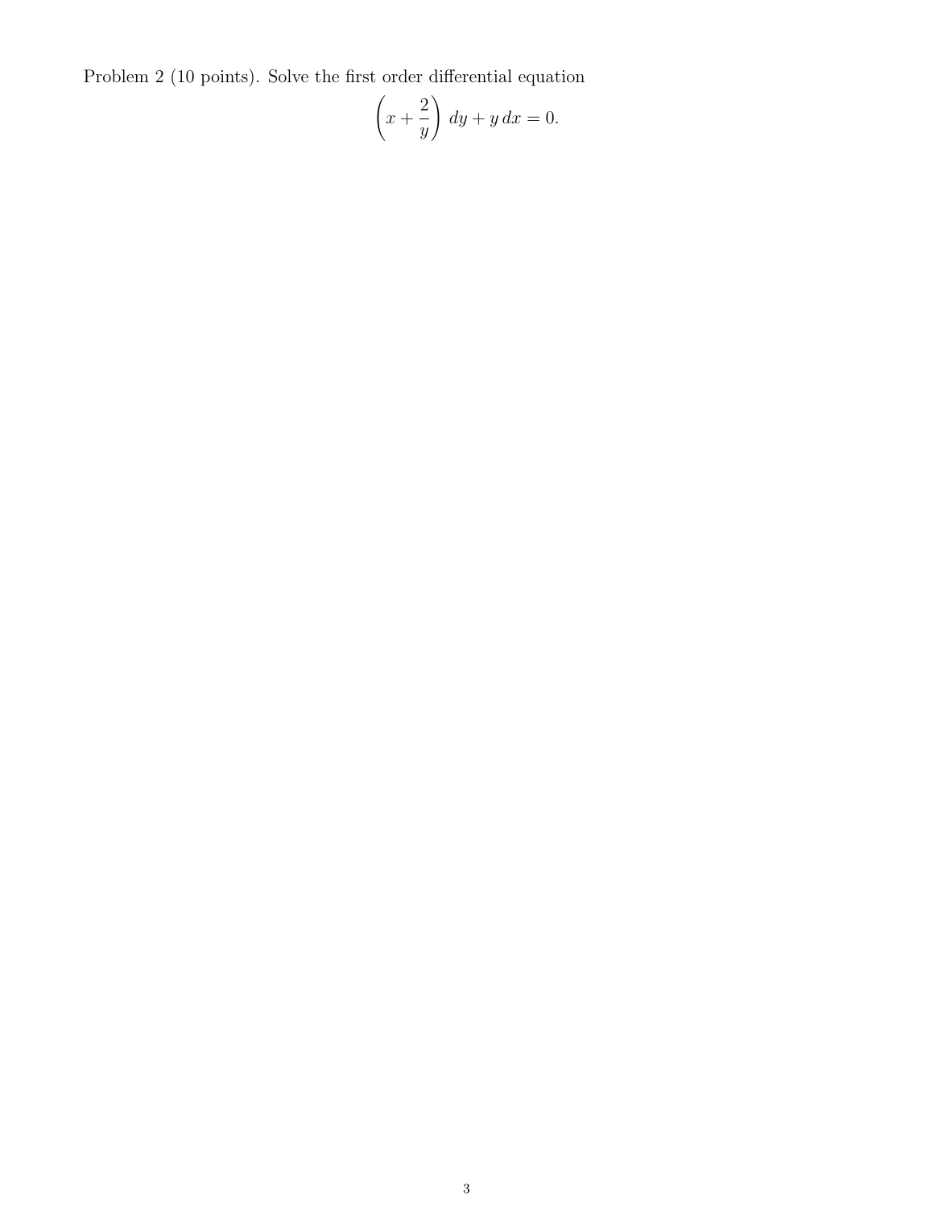Problem 2 (10 points). Solve the first order differential equation

$$\left(x + \frac{2}{y}\right) dy + y\, dx = 0.$$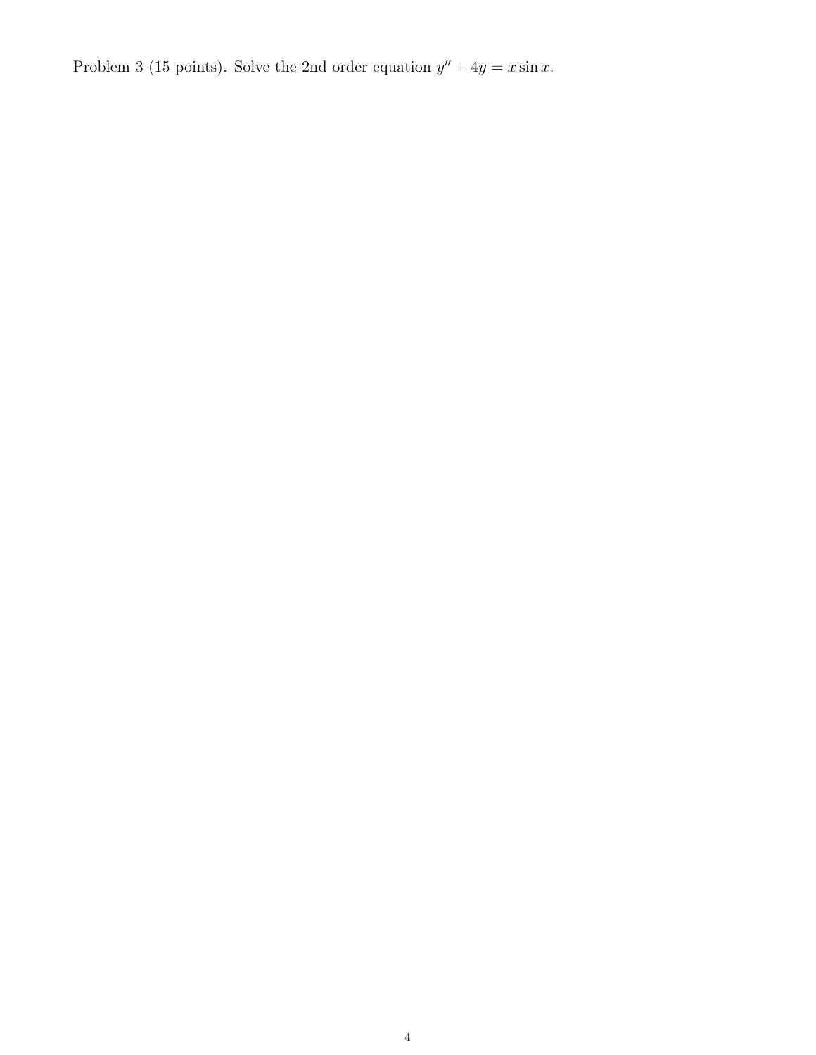Problem 3 (15 points). Solve the 2nd order equation $y'' + 4y = x \sin x$.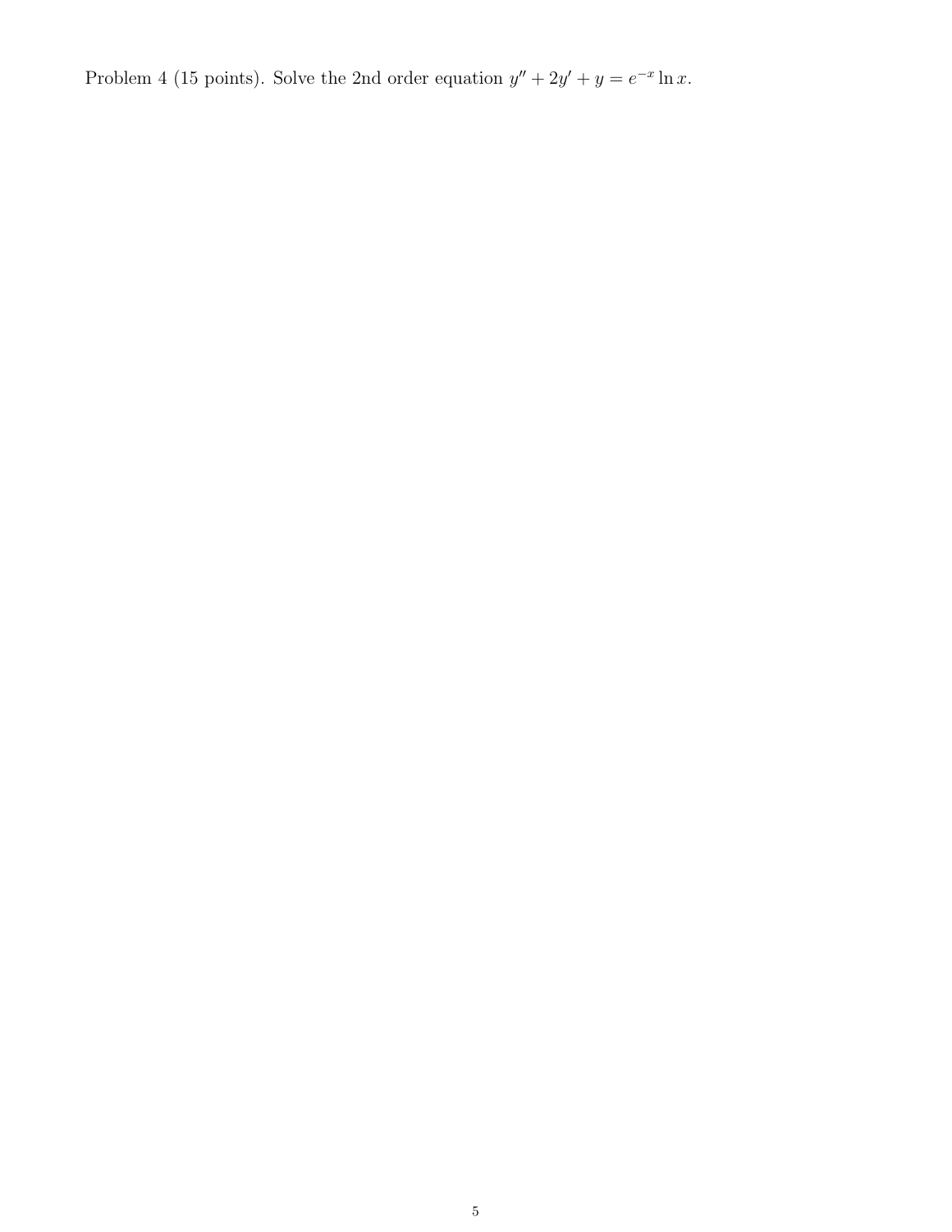Problem 4 (15 points). Solve the 2nd order equation $y'' + 2y' + y = e^{-x} \ln x$.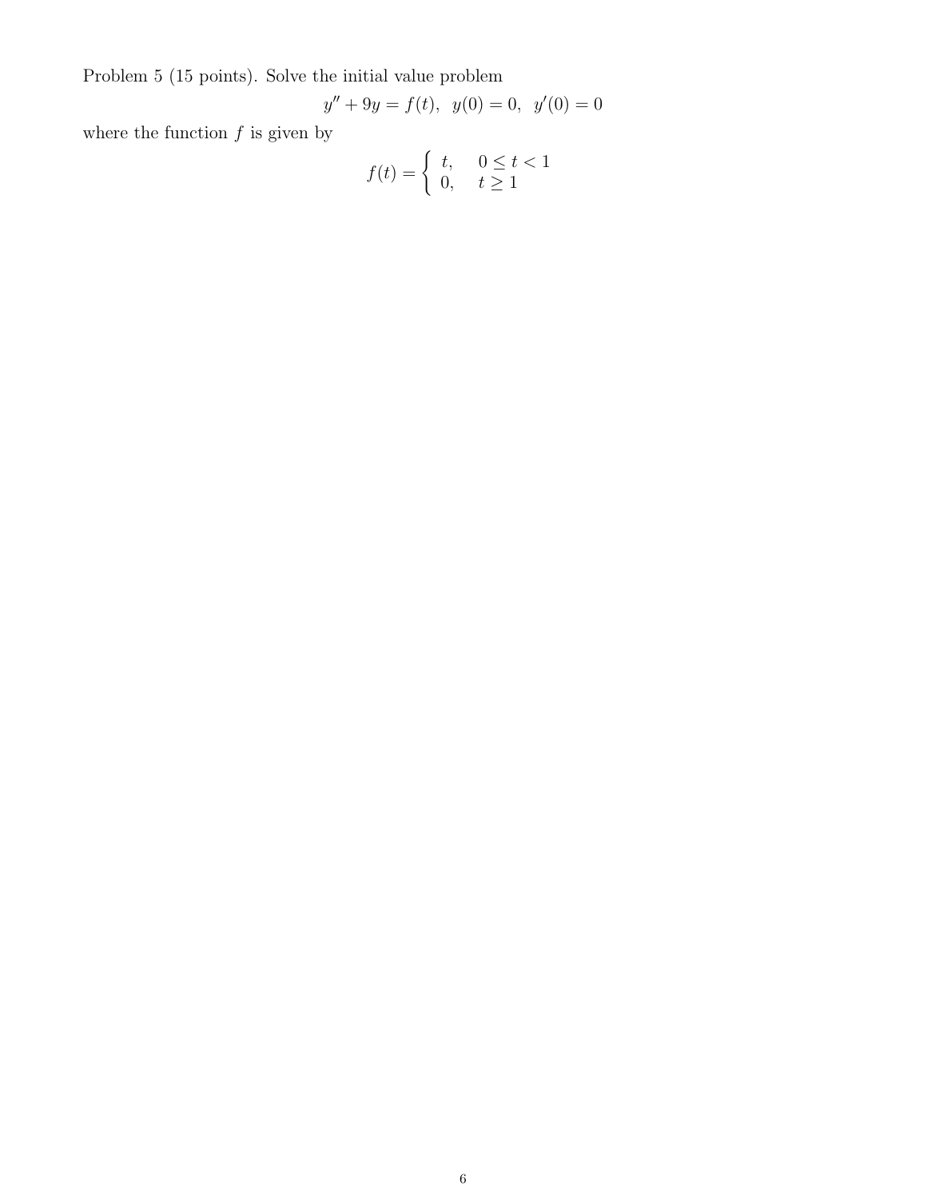Problem 5 (15 points). Solve the initial value problem

$$y'' + 9y = f(t), \;\; y(0) = 0, \;\; y'(0) = 0$$

where the function $f$ is given by

$$f(t) = \begin{cases} t, & 0 \leq t < 1 \\ 0, & t \geq 1 \end{cases}$$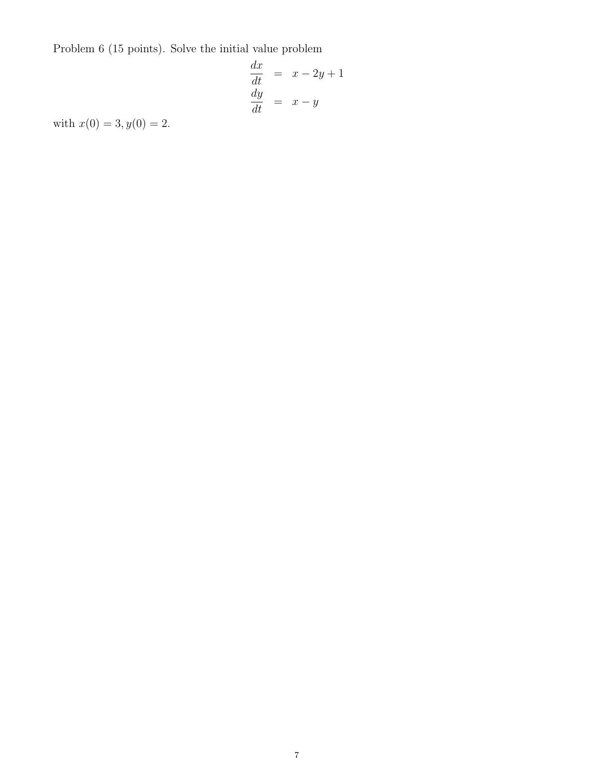Problem 6 (15 points). Solve the initial value problem

$$
\begin{aligned}
\frac{dx}{dt} &= x - 2y + 1 \\
\frac{dy}{dt} &= x - y
\end{aligned}
$$

with $x(0) = 3, y(0) = 2$.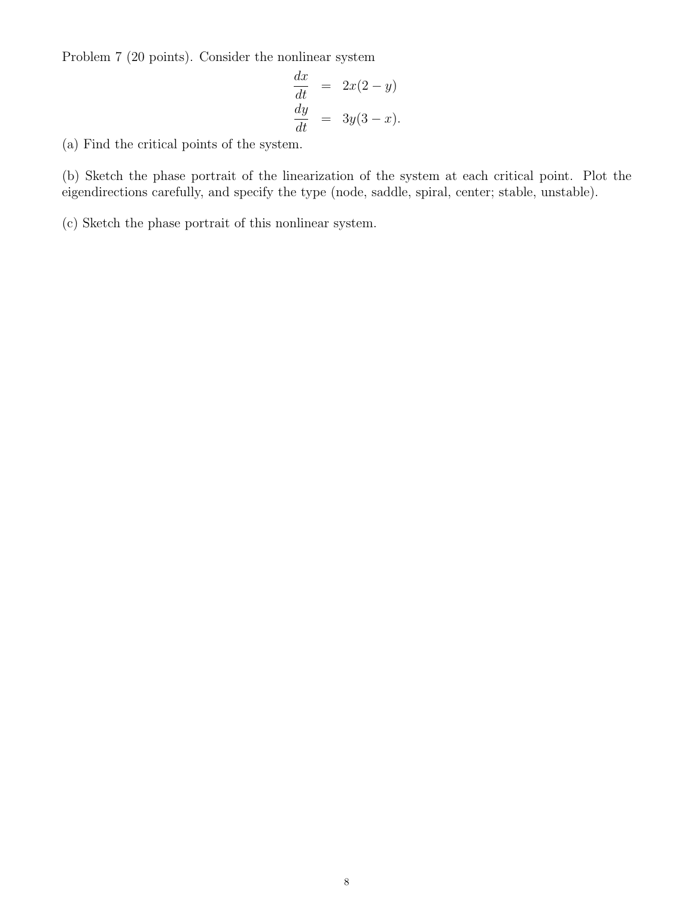Problem 7 (20 points). Consider the nonlinear system

$$
\begin{aligned}
\frac{dx}{dt} &= 2x(2-y) \\
\frac{dy}{dt} &= 3y(3-x).
\end{aligned}
$$

(a) Find the critical points of the system.

(b) Sketch the phase portrait of the linearization of the system at each critical point. Plot the eigendirections carefully, and specify the type (node, saddle, spiral, center; stable, unstable).

(c) Sketch the phase portrait of this nonlinear system.